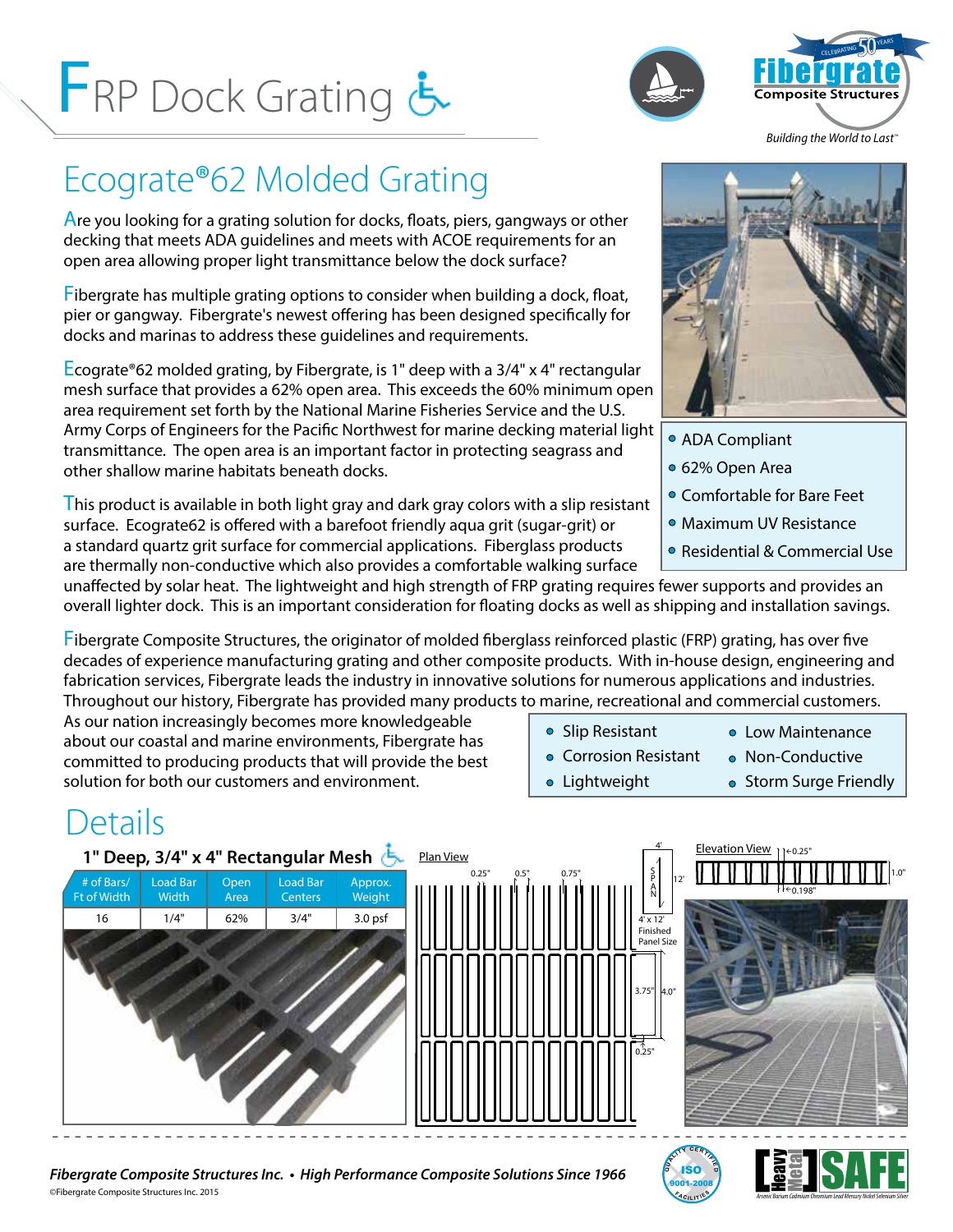# FRP Dock Grating

Fibergrate Composite Structures

*Building the World to Last™*

## Ecograte®62 Molded Grating

Are you looking for a grating solution for docks, floats, piers, gangways or other decking that meets ADA guidelines and meets with ACOE requirements for an open area allowing proper light transmittance below the dock surface?

Fibergrate has multiple grating options to consider when building a dock, float, pier or gangway. Fibergrate's newest offering has been designed specifically for docks and marinas to address these guidelines and requirements.

Ecograte®62 molded grating, by Fibergrate, is 1" deep with a 3/4" x 4" rectangular mesh surface that provides a 62% open area. This exceeds the 60% minimum open area requirement set forth by the National Marine Fisheries Service and the U.S. Army Corps of Engineers for the Pacific Northwest for marine decking material light transmittance. The open area is an important factor in protecting seagrass and other shallow marine habitats beneath docks.

This product is available in both light gray and dark gray colors with a slip resistant surface. Ecograte62 is offered with a barefoot friendly aqua grit (sugar-grit) or a standard quartz grit surface for commercial applications. Fiberglass products are thermally non-conductive which also provides a comfortable walking surface unaffected by solar heat. The lightweight and high strength of FRP grating requires fewer supports and provides an overall lighter dock. This is an important consideration for floating docks as well as shipping and installation savings.

- ADA Compliant
- 62% Open Area
- Comfortable for Bare Feet
- Maximum UV Resistance
- Residential & Commercial Use

Fibergrate Composite Structures, the originator of molded fiberglass reinforced plastic (FRP) grating, has over five decades of experience manufacturing grating and other composite products. With in-house design, engineering and fabrication services, Fibergrate leads the industry in innovative solutions for numerous applications and industries. Throughout our history, Fibergrate has provided many products to marine, recreational and commercial customers. As our nation increasingly becomes more knowledgeable about our coastal and marine environments, Fibergrate has committed to producing products that will provide the best solution for both our customers and environment.

- Slip Resistant
- Corrosion Resistant
- Lightweight
- Low Maintenance
- Non-Conductive
- Storm Surge Friendly

## Details

### 1" Deep, 3/4" x 4" Rectangular Mesh

| # of Bars/ Ft of Width | Load Bar Width | Open Area | Load Bar Centers | Approx. Weight |
|---|---|---|---|---|
| 16 | 1/4" | 62% | 3/4" | 3.0 psf |

Plan View: 0.25", 0.5", 0.75", 3.75", 4.0", 0.25"; SPAN 12'; 4'; 4' x 12' Finished Panel Size

Elevation View: 0.25", 1.0", 0.198"

*Fibergrate Composite Structures Inc. • High Performance Composite Solutions Since 1966*

©Fibergrate Composite Structures Inc. 2015

Quality Certified Facilities ISO 9001-2008

Heavy Metal SAFE — Arsenic Barium Cadmium Chromium Lead Mercury Nickel Selenium Silver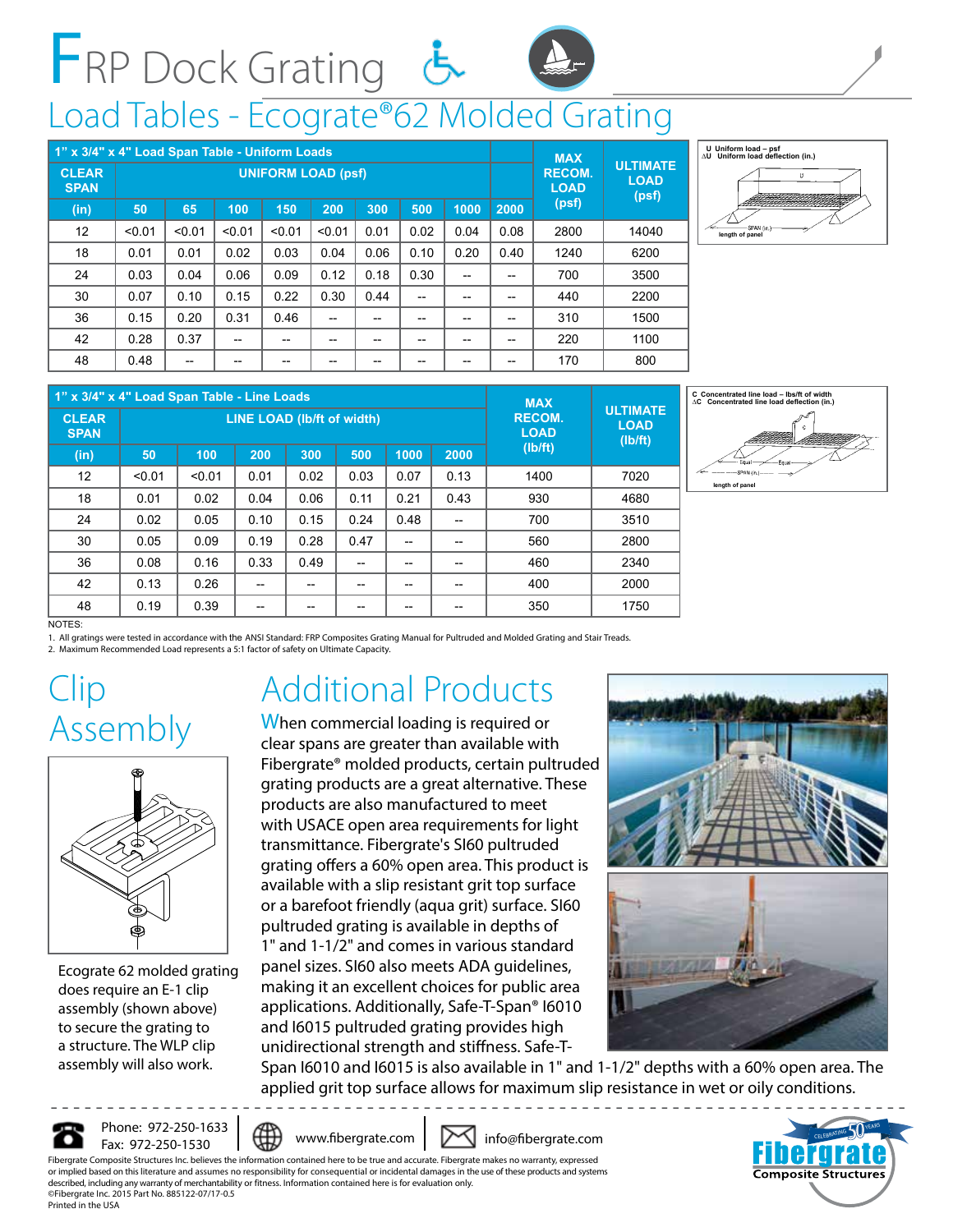# FRP Dock Grating

## Load Tables - Ecograte®62 Molded Grating

| 1" x 3/4" x 4" Load Span Table - Uniform Loads | | | | | | | | | | MAX RECOM. LOAD (psf) | ULTIMATE LOAD (psf) |
|---|---|---|---|---|---|---|---|---|---|---|---|
| CLEAR SPAN | UNIFORM LOAD (psf) | | | | | | | | | | |
| (in) | 50 | 65 | 100 | 150 | 200 | 300 | 500 | 1000 | 2000 | | |
| 12 | <0.01 | <0.01 | <0.01 | <0.01 | <0.01 | 0.01 | 0.02 | 0.04 | 0.08 | 2800 | 14040 |
| 18 | 0.01 | 0.01 | 0.02 | 0.03 | 0.04 | 0.06 | 0.10 | 0.20 | 0.40 | 1240 | 6200 |
| 24 | 0.03 | 0.04 | 0.06 | 0.09 | 0.12 | 0.18 | 0.30 | -- | -- | 700 | 3500 |
| 30 | 0.07 | 0.10 | 0.15 | 0.22 | 0.30 | 0.44 | -- | -- | -- | 440 | 2200 |
| 36 | 0.15 | 0.20 | 0.31 | 0.46 | -- | -- | -- | -- | -- | 310 | 1500 |
| 42 | 0.28 | 0.37 | -- | -- | -- | -- | -- | -- | -- | 220 | 1100 |
| 48 | 0.48 | -- | -- | -- | -- | -- | -- | -- | -- | 170 | 800 |

U Uniform load – psf
ΔU Uniform load deflection (in.)
SPAN (in.)
length of panel

| 1" x 3/4" x 4" Load Span Table - Line Loads | | | | | | | | MAX RECOM. LOAD (lb/ft) | ULTIMATE LOAD (lb/ft) |
|---|---|---|---|---|---|---|---|---|---|
| CLEAR SPAN | LINE LOAD (lb/ft of width) | | | | | | | | |
| (in) | 50 | 100 | 200 | 300 | 500 | 1000 | 2000 | | |
| 12 | <0.01 | <0.01 | 0.01 | 0.02 | 0.03 | 0.07 | 0.13 | 1400 | 7020 |
| 18 | 0.01 | 0.02 | 0.04 | 0.06 | 0.11 | 0.21 | 0.43 | 930 | 4680 |
| 24 | 0.02 | 0.05 | 0.10 | 0.15 | 0.24 | 0.48 | -- | 700 | 3510 |
| 30 | 0.05 | 0.09 | 0.19 | 0.28 | 0.47 | -- | -- | 560 | 2800 |
| 36 | 0.08 | 0.16 | 0.33 | 0.49 | -- | -- | -- | 460 | 2340 |
| 42 | 0.13 | 0.26 | -- | -- | -- | -- | -- | 400 | 2000 |
| 48 | 0.19 | 0.39 | -- | -- | -- | -- | -- | 350 | 1750 |

C Concentrated line load – lbs/ft of width
ΔC Concentrated line load deflection (in.)
Equal
Equal
SPAN (in.)
length of panel

NOTES:

1. All gratings were tested in accordance with the ANSI Standard: FRP Composites Grating Manual for Pultruded and Molded Grating and Stair Treads.
2. Maximum Recommended Load represents a 5:1 factor of safety on Ultimate Capacity.

## Clip Assembly

Ecograte 62 molded grating does require an E-1 clip assembly (shown above) to secure the grating to a structure. The WLP clip assembly will also work.

## Additional Products

When commercial loading is required or clear spans are greater than available with Fibergrate® molded products, certain pultruded grating products are a great alternative. These products are also manufactured to meet with USACE open area requirements for light transmittance. Fibergrate's SI60 pultruded grating offers a 60% open area. This product is available with a slip resistant grit top surface or a barefoot friendly (aqua grit) surface. SI60 pultruded grating is available in depths of 1" and 1-1/2" and comes in various standard panel sizes. SI60 also meets ADA guidelines, making it an excellent choices for public area applications. Additionally, Safe-T-Span® I6010 and I6015 pultruded grating provides high unidirectional strength and stiffness. Safe-T-Span I6010 and I6015 is also available in 1" and 1-1/2" depths with a 60% open area. The applied grit top surface allows for maximum slip resistance in wet or oily conditions.

Phone: 972-250-1633
Fax: 972-250-1530
www.fibergrate.com
info@fibergrate.com

Fibergrate Composite Structures

Fibergrate Composite Structures Inc. believes the information contained here to be true and accurate. Fibergrate makes no warranty, expressed or implied based on this literature and assumes no responsibility for consequential or incidental damages in the use of these products and systems described, including any warranty of merchantability or fitness. Information contained here is for evaluation only.
©Fibergrate Inc. 2015 Part No. 885122-07/17-0.5
Printed in the USA